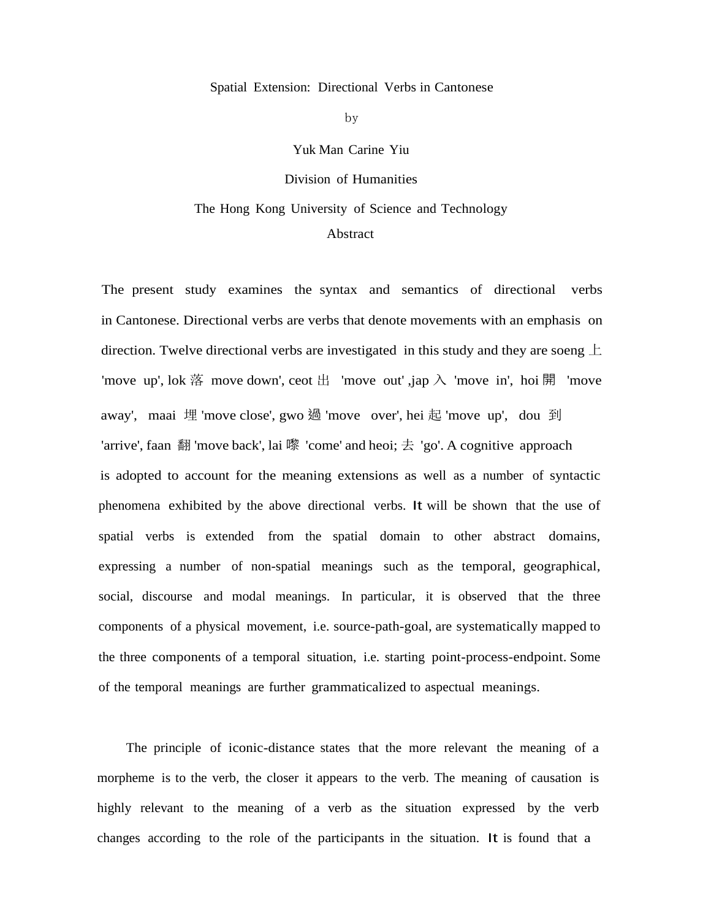# Spatial Extension: Directional Verbs in Cantonese

by

Yuk Man Carine Yiu

Division of Humanities

The Hong Kong University of Science and Technology

## Abstract

The present study examines the syntax and semantics of directional verbs in Cantonese. Directional verbs are verbs that denote movements with an emphasis on direction. Twelve directional verbs are investigated in this study and they are soeng 上 'move up', lok 落 move down', ceot 出 'move out' ,jap 入 'move in', hoi 開 'move away', maai 埋 'move close', gwo 過 'move over', hei 起 'move up', dou 到 'arrive', faan 翻 'move back', lai 嚟 'come' and heoi; 去 'go'. A cognitive approach is adopted to account for the meaning extensions as well as a number of syntactic phenomena exhibited by the above directional verbs. It will be shown that the use of spatial verbs is extended from the spatial domain to other abstract domains, expressing a number of non-spatial meanings such as the temporal, geographical, social, discourse and modal meanings. In particular, it is observed that the three components of a physical movement, i.e. source-path-goal, are systematically mapped to the three components of a temporal situation, i.e. starting point-process-endpoint. Some of the temporal meanings are further grammaticalized to aspectual meanings.

The principle of iconic-distance states that the more relevant the meaning of a morpheme is to the verb, the closer it appears to the verb. The meaning of causation is highly relevant to the meaning of a verb as the situation expressed by the verb changes according to the role of the participants in the situation. It is found that a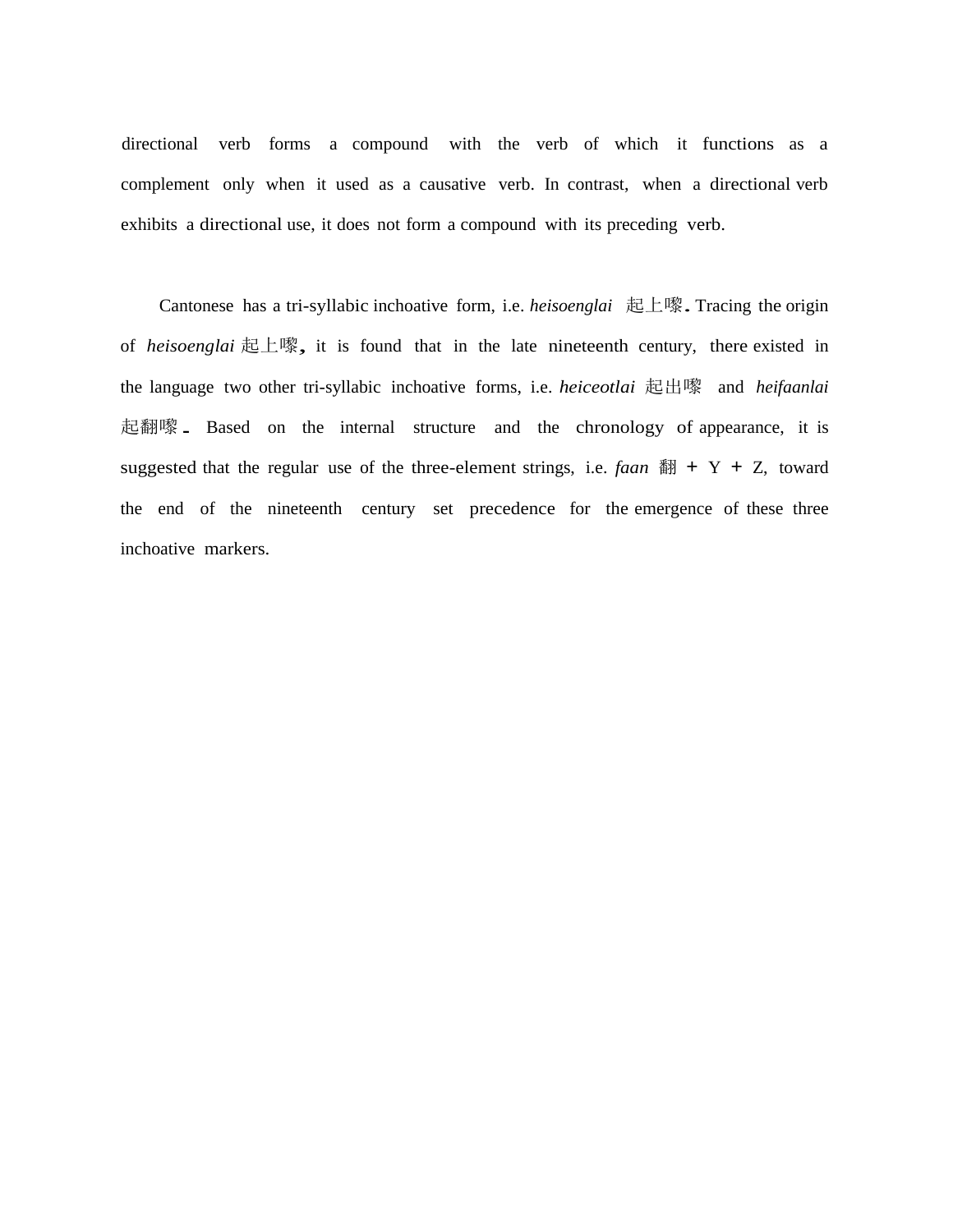directional verb forms a compound with the verb of which it functions as a complement only when it used as a causative verb. In contrast, when a directional verb exhibits a directional use, it does not form a compound with its preceding verb.

Cantonese has a tri-syllabic inchoative form, i.e. *heisoenglai* 起上嚟. Tracing the origin of *heisoenglai* 起上嚟, it is found that in the late nineteenth century, there existed in the language two other tri-syllabic inchoative forms, i.e. *heiceotlai* 起出嚟 and *heifaanlai* 起翻嚟. Based on the internal structure and the chronology of appearance, it is suggested that the regular use of the three-element strings, i.e. *faan* 翻 + Y + Z, toward the end of the nineteenth century set precedence for the emergence of these three inchoative markers.